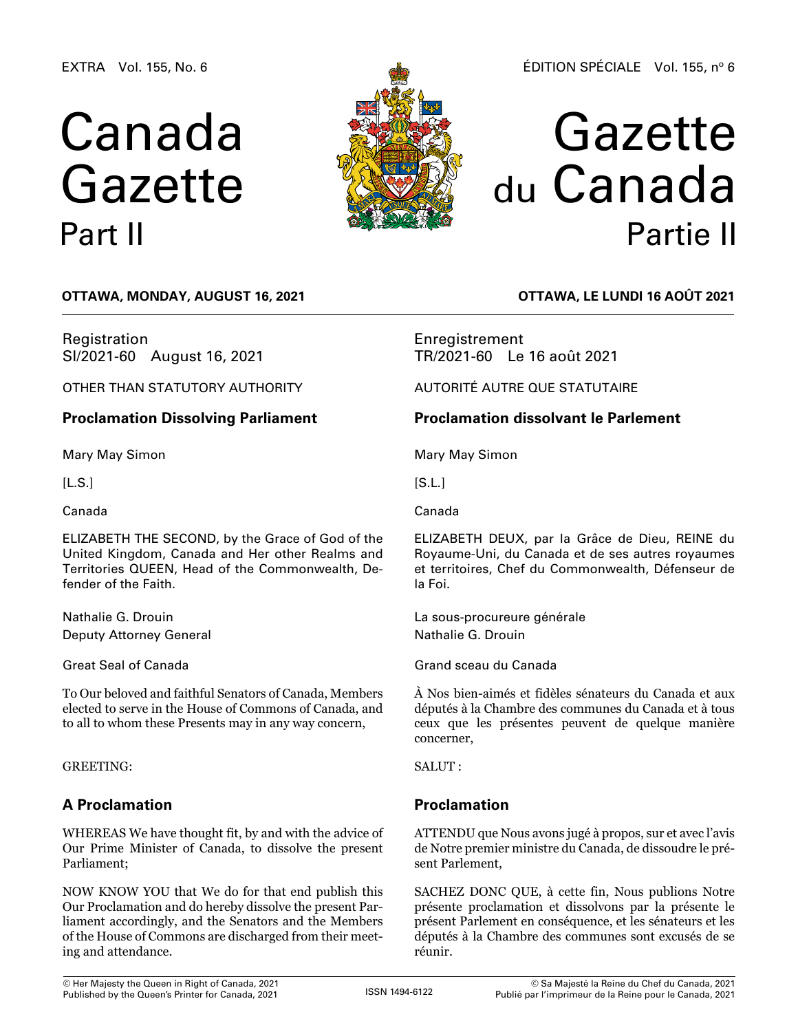EXTRA Vol. 155, No. 6

ÉDITION SPÉCIALE Vol. 155, nº 6

# Canada Gazette Part II

# Gazette du Canada Partie II

**OTTAWA, MONDAY, AUGUST 16, 2021**

Registration
SI/2021-60 August 16, 2021

OTHER THAN STATUTORY AUTHORITY

## Proclamation Dissolving Parliament

Mary May Simon

[L.S.]

Canada

ELIZABETH THE SECOND, by the Grace of God of the United Kingdom, Canada and Her other Realms and Territories QUEEN, Head of the Commonwealth, Defender of the Faith.

Nathalie G. Drouin
Deputy Attorney General

Great Seal of Canada

To Our beloved and faithful Senators of Canada, Members elected to serve in the House of Commons of Canada, and to all to whom these Presents may in any way concern,

GREETING:

## A Proclamation

WHEREAS We have thought fit, by and with the advice of Our Prime Minister of Canada, to dissolve the present Parliament;

NOW KNOW YOU that We do for that end publish this Our Proclamation and do hereby dissolve the present Parliament accordingly, and the Senators and the Members of the House of Commons are discharged from their meeting and attendance.

**OTTAWA, LE LUNDI 16 AOÛT 2021**

Enregistrement
TR/2021-60 Le 16 août 2021

AUTORITÉ AUTRE QUE STATUTAIRE

## Proclamation dissolvant le Parlement

Mary May Simon

[S.L.]

Canada

ELIZABETH DEUX, par la Grâce de Dieu, REINE du Royaume-Uni, du Canada et de ses autres royaumes et territoires, Chef du Commonwealth, Défenseur de la Foi.

La sous-procureure générale
Nathalie G. Drouin

Grand sceau du Canada

À Nos bien-aimés et fidèles sénateurs du Canada et aux députés à la Chambre des communes du Canada et à tous ceux que les présentes peuvent de quelque manière concerner,

SALUT :

## Proclamation

ATTENDU que Nous avons jugé à propos, sur et avec l'avis de Notre premier ministre du Canada, de dissoudre le présent Parlement,

SACHEZ DONC QUE, à cette fin, Nous publions Notre présente proclamation et dissolvons par la présente le présent Parlement en conséquence, et les sénateurs et les députés à la Chambre des communes sont excusés de se réunir.

© Her Majesty the Queen in Right of Canada, 2021
Published by the Queen's Printer for Canada, 2021

ISSN 1494-6122

© Sa Majesté la Reine du Chef du Canada, 2021
Publié par l'imprimeur de la Reine pour le Canada, 2021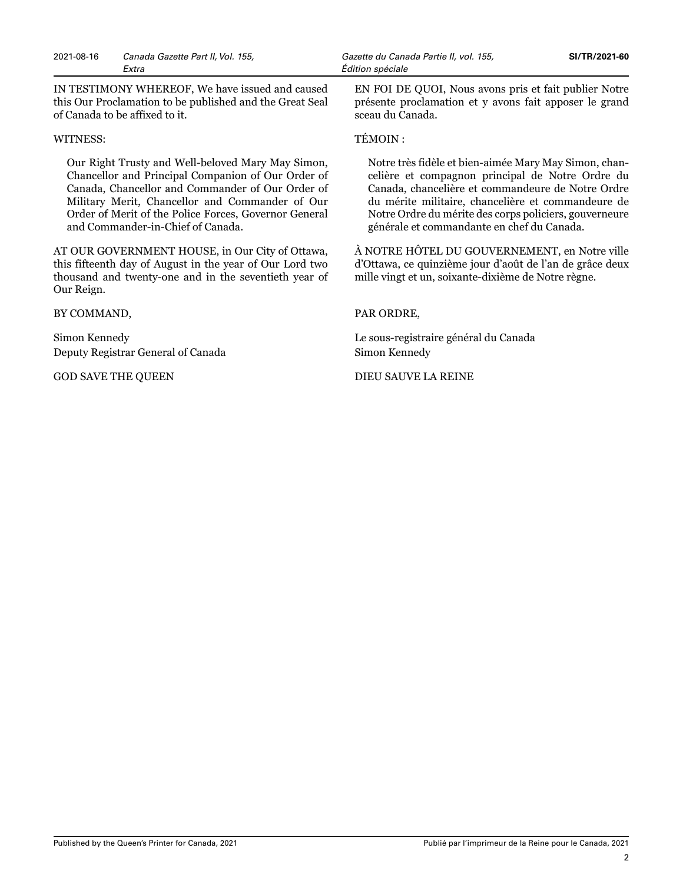IN TESTIMONY WHEREOF, We have issued and caused this Our Proclamation to be published and the Great Seal of Canada to be affixed to it.

WITNESS:

Our Right Trusty and Well-beloved Mary May Simon, Chancellor and Principal Companion of Our Order of Canada, Chancellor and Commander of Our Order of Military Merit, Chancellor and Commander of Our Order of Merit of the Police Forces, Governor General and Commander-in-Chief of Canada.

AT OUR GOVERNMENT HOUSE, in Our City of Ottawa, this fifteenth day of August in the year of Our Lord two thousand and twenty-one and in the seventieth year of Our Reign.

BY COMMAND,

Simon Kennedy
Deputy Registrar General of Canada

GOD SAVE THE QUEEN

EN FOI DE QUOI, Nous avons pris et fait publier Notre présente proclamation et y avons fait apposer le grand sceau du Canada.

TÉMOIN :

Notre très fidèle et bien-aimée Mary May Simon, chancelière et compagnon principal de Notre Ordre du Canada, chancelière et commandeure de Notre Ordre du mérite militaire, chancelière et commandeure de Notre Ordre du mérite des corps policiers, gouverneure générale et commandante en chef du Canada.

À NOTRE HÔTEL DU GOUVERNEMENT, en Notre ville d'Ottawa, ce quinzième jour d'août de l'an de grâce deux mille vingt et un, soixante-dixième de Notre règne.

PAR ORDRE,

Le sous-registraire général du Canada
Simon Kennedy

DIEU SAUVE LA REINE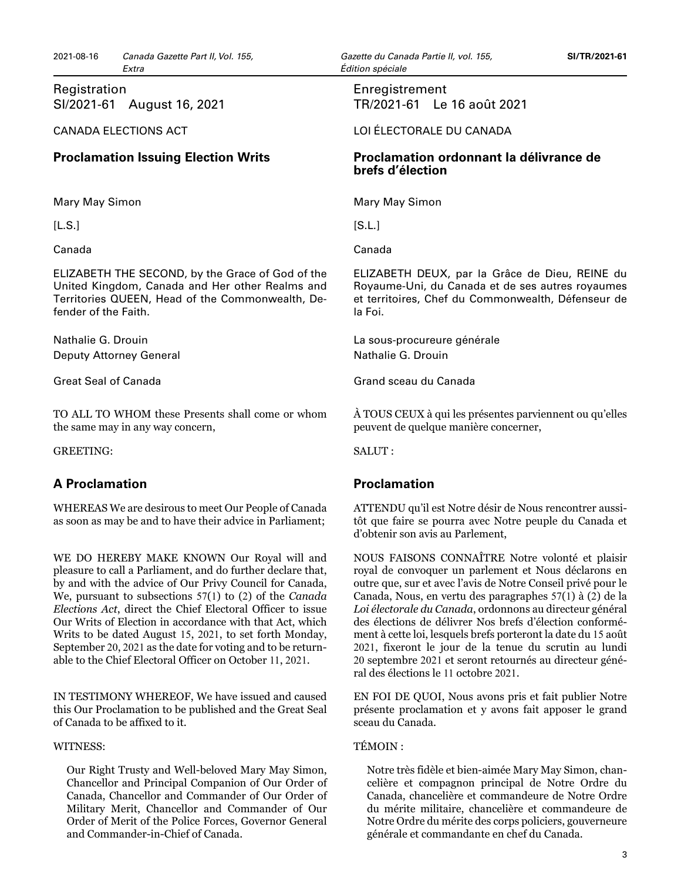Registration
SI/2021-61 August 16, 2021

CANADA ELECTIONS ACT

## Proclamation Issuing Election Writs

Mary May Simon

[L.S.]

Canada

ELIZABETH THE SECOND, by the Grace of God of the United Kingdom, Canada and Her other Realms and Territories QUEEN, Head of the Commonwealth, Defender of the Faith.

Nathalie G. Drouin
Deputy Attorney General

Great Seal of Canada

TO ALL TO WHOM these Presents shall come or whom the same may in any way concern,

GREETING:

## A Proclamation

WHEREAS We are desirous to meet Our People of Canada as soon as may be and to have their advice in Parliament;

WE DO HEREBY MAKE KNOWN Our Royal will and pleasure to call a Parliament, and do further declare that, by and with the advice of Our Privy Council for Canada, We, pursuant to subsections 57(1) to (2) of the *Canada Elections Act*, direct the Chief Electoral Officer to issue Our Writs of Election in accordance with that Act, which Writs to be dated August 15, 2021, to set forth Monday, September 20, 2021 as the date for voting and to be returnable to the Chief Electoral Officer on October 11, 2021.

IN TESTIMONY WHEREOF, We have issued and caused this Our Proclamation to be published and the Great Seal of Canada to be affixed to it.

WITNESS:

Our Right Trusty and Well-beloved Mary May Simon, Chancellor and Principal Companion of Our Order of Canada, Chancellor and Commander of Our Order of Military Merit, Chancellor and Commander of Our Order of Merit of the Police Forces, Governor General and Commander-in-Chief of Canada.

Enregistrement
TR/2021-61 Le 16 août 2021

LOI ÉLECTORALE DU CANADA

## Proclamation ordonnant la délivrance de brefs d'élection

Mary May Simon

[S.L.]

Canada

ELIZABETH DEUX, par la Grâce de Dieu, REINE du Royaume-Uni, du Canada et de ses autres royaumes et territoires, Chef du Commonwealth, Défenseur de la Foi.

La sous-procureure générale
Nathalie G. Drouin

Grand sceau du Canada

À TOUS CEUX à qui les présentes parviennent ou qu'elles peuvent de quelque manière concerner,

SALUT :

## Proclamation

ATTENDU qu'il est Notre désir de Nous rencontrer aussitôt que faire se pourra avec Notre peuple du Canada et d'obtenir son avis au Parlement,

NOUS FAISONS CONNAÎTRE Notre volonté et plaisir royal de convoquer un parlement et Nous déclarons en outre que, sur et avec l'avis de Notre Conseil privé pour le Canada, Nous, en vertu des paragraphes 57(1) à (2) de la *Loi électorale du Canada*, ordonnons au directeur général des élections de délivrer Nos brefs d'élection conformément à cette loi, lesquels brefs porteront la date du 15 août 2021, fixeront le jour de la tenue du scrutin au lundi 20 septembre 2021 et seront retournés au directeur général des élections le 11 octobre 2021.

EN FOI DE QUOI, Nous avons pris et fait publier Notre présente proclamation et y avons fait apposer le grand sceau du Canada.

TÉMOIN :

Notre très fidèle et bien-aimée Mary May Simon, chancelière et compagnon principal de Notre Ordre du Canada, chancelière et commandeure de Notre Ordre du mérite militaire, chancelière et commandeure de Notre Ordre du mérite des corps policiers, gouverneure générale et commandante en chef du Canada.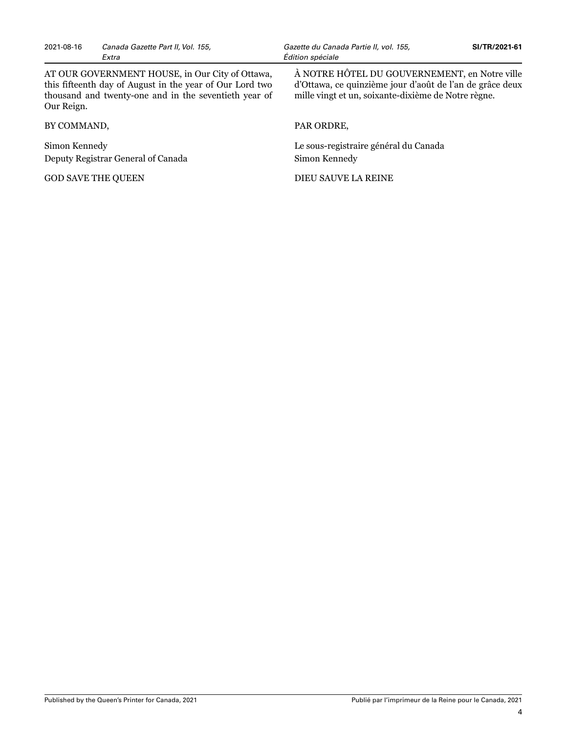AT OUR GOVERNMENT HOUSE, in Our City of Ottawa, this fifteenth day of August in the year of Our Lord two thousand and twenty-one and in the seventieth year of Our Reign.

BY COMMAND,

Simon Kennedy
Deputy Registrar General of Canada

GOD SAVE THE QUEEN

À NOTRE HÔTEL DU GOUVERNEMENT, en Notre ville d'Ottawa, ce quinzième jour d'août de l'an de grâce deux mille vingt et un, soixante-dixième de Notre règne.

PAR ORDRE,

Le sous-registraire général du Canada
Simon Kennedy

DIEU SAUVE LA REINE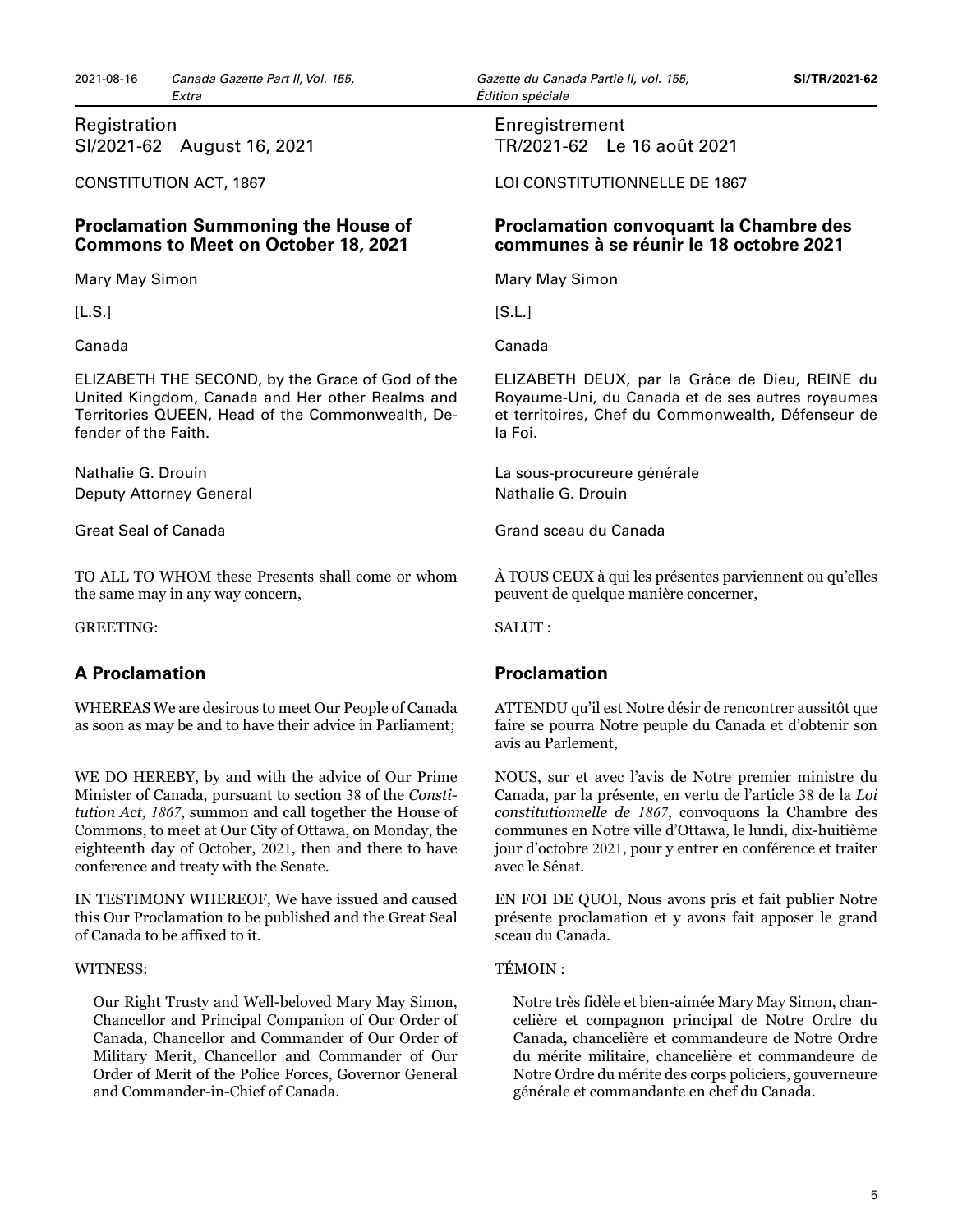Registration
SI/2021-62 August 16, 2021

CONSTITUTION ACT, 1867

## Proclamation Summoning the House of Commons to Meet on October 18, 2021

Mary May Simon

[L.S.]

Canada

ELIZABETH THE SECOND, by the Grace of God of the United Kingdom, Canada and Her other Realms and Territories QUEEN, Head of the Commonwealth, Defender of the Faith.

Nathalie G. Drouin
Deputy Attorney General

Great Seal of Canada

TO ALL TO WHOM these Presents shall come or whom the same may in any way concern,

GREETING:

## A Proclamation

WHEREAS We are desirous to meet Our People of Canada as soon as may be and to have their advice in Parliament;

WE DO HEREBY, by and with the advice of Our Prime Minister of Canada, pursuant to section 38 of the *Constitution Act, 1867*, summon and call together the House of Commons, to meet at Our City of Ottawa, on Monday, the eighteenth day of October, 2021, then and there to have conference and treaty with the Senate.

IN TESTIMONY WHEREOF, We have issued and caused this Our Proclamation to be published and the Great Seal of Canada to be affixed to it.

WITNESS:

Our Right Trusty and Well-beloved Mary May Simon, Chancellor and Principal Companion of Our Order of Canada, Chancellor and Commander of Our Order of Military Merit, Chancellor and Commander of Our Order of Merit of the Police Forces, Governor General and Commander-in-Chief of Canada.

Enregistrement
TR/2021-62 Le 16 août 2021

LOI CONSTITUTIONNELLE DE 1867

## Proclamation convoquant la Chambre des communes à se réunir le 18 octobre 2021

Mary May Simon

[S.L.]

Canada

ELIZABETH DEUX, par la Grâce de Dieu, REINE du Royaume-Uni, du Canada et de ses autres royaumes et territoires, Chef du Commonwealth, Défenseur de la Foi.

La sous-procureure générale
Nathalie G. Drouin

Grand sceau du Canada

À TOUS CEUX à qui les présentes parviennent ou qu'elles peuvent de quelque manière concerner,

SALUT :

## Proclamation

ATTENDU qu'il est Notre désir de rencontrer aussitôt que faire se pourra Notre peuple du Canada et d'obtenir son avis au Parlement,

NOUS, sur et avec l'avis de Notre premier ministre du Canada, par la présente, en vertu de l'article 38 de la *Loi constitutionnelle de 1867*, convoquons la Chambre des communes en Notre ville d'Ottawa, le lundi, dix-huitième jour d'octobre 2021, pour y entrer en conférence et traiter avec le Sénat.

EN FOI DE QUOI, Nous avons pris et fait publier Notre présente proclamation et y avons fait apposer le grand sceau du Canada.

TÉMOIN :

Notre très fidèle et bien-aimée Mary May Simon, chancelière et compagnon principal de Notre Ordre du Canada, chancelière et commandeure de Notre Ordre du mérite militaire, chancelière et commandeure de Notre Ordre du mérite des corps policiers, gouverneure générale et commandante en chef du Canada.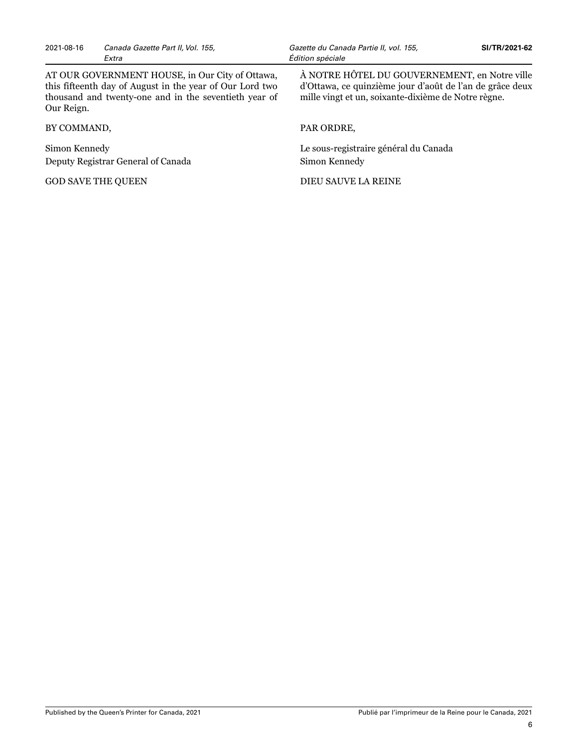AT OUR GOVERNMENT HOUSE, in Our City of Ottawa, this fifteenth day of August in the year of Our Lord two thousand and twenty-one and in the seventieth year of Our Reign.

BY COMMAND,

Simon Kennedy
Deputy Registrar General of Canada

GOD SAVE THE QUEEN

À NOTRE HÔTEL DU GOUVERNEMENT, en Notre ville d'Ottawa, ce quinzième jour d'août de l'an de grâce deux mille vingt et un, soixante-dixième de Notre règne.

PAR ORDRE,

Le sous-registraire général du Canada
Simon Kennedy

DIEU SAUVE LA REINE